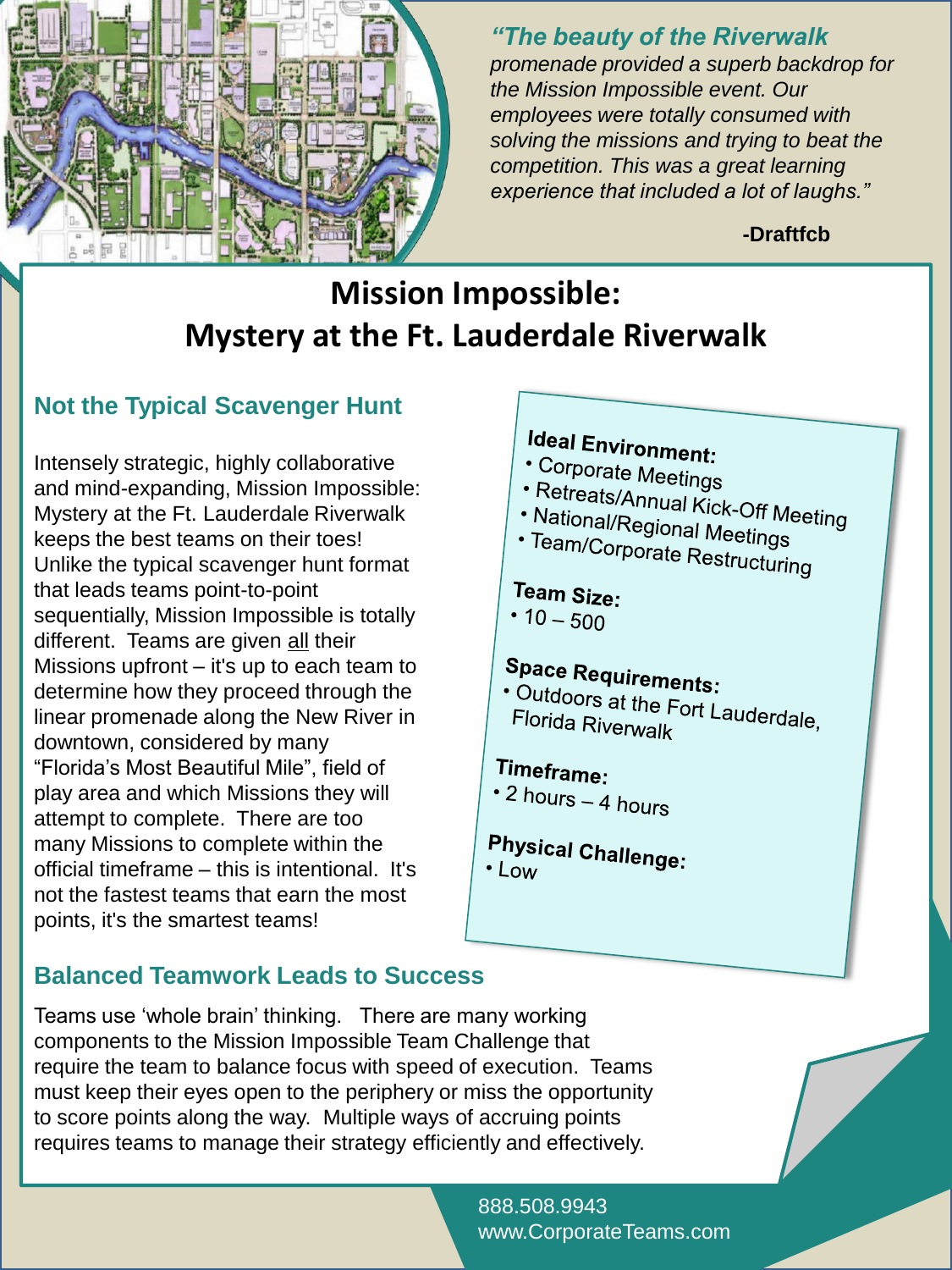*"The beauty of the Riverwalk promenade provided a superb backdrop for the Mission Impossible event. Our employees were totally consumed with solving the missions and trying to beat the competition. This was a great learning experience that included a lot of laughs."*

**-Draftfcb**

# Mission Impossible: Mystery at the Ft. Lauderdale Riverwalk

## Not the Typical Scavenger Hunt

Intensely strategic, highly collaborative and mind-expanding, Mission Impossible: Mystery at the Ft. Lauderdale Riverwalk keeps the best teams on their toes! Unlike the typical scavenger hunt format that leads teams point-to-point sequentially, Mission Impossible is totally different. Teams are given all their Missions upfront – it's up to each team to determine how they proceed through the linear promenade along the New River in downtown, considered by many "Florida's Most Beautiful Mile", field of play area and which Missions they will attempt to complete. There are too many Missions to complete within the official timeframe – this is intentional. It's not the fastest teams that earn the most points, it's the smartest teams!

**Ideal Environment:**
- Corporate Meetings
- Retreats/Annual Kick-Off Meeting
- National/Regional Meetings
- Team/Corporate Restructuring

**Team Size:**
- 10 – 500

**Space Requirements:**
- Outdoors at the Fort Lauderdale, Florida Riverwalk

**Timeframe:**
- 2 hours – 4 hours

**Physical Challenge:**
- Low

## Balanced Teamwork Leads to Success

Teams use 'whole brain' thinking. There are many working components to the Mission Impossible Team Challenge that require the team to balance focus with speed of execution. Teams must keep their eyes open to the periphery or miss the opportunity to score points along the way. Multiple ways of accruing points requires teams to manage their strategy efficiently and effectively.

888.508.9943
www.CorporateTeams.com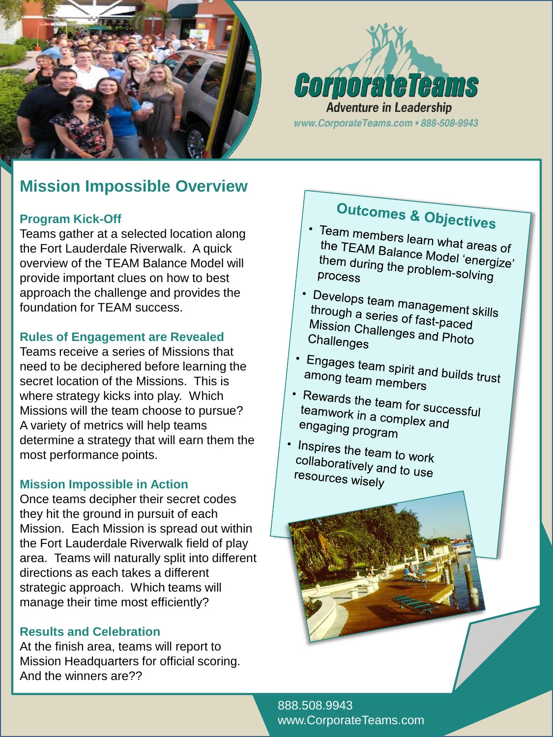CorporateTeams

Adventure in Leadership

www.CorporateTeams.com • 888-508-9943

## Mission Impossible Overview

### Program Kick-Off

Teams gather at a selected location along the Fort Lauderdale Riverwalk. A quick overview of the TEAM Balance Model will provide important clues on how to best approach the challenge and provides the foundation for TEAM success.

### Rules of Engagement are Revealed

Teams receive a series of Missions that need to be deciphered before learning the secret location of the Missions. This is where strategy kicks into play. Which Missions will the team choose to pursue? A variety of metrics will help teams determine a strategy that will earn them the most performance points.

### Mission Impossible in Action

Once teams decipher their secret codes they hit the ground in pursuit of each Mission. Each Mission is spread out within the Fort Lauderdale Riverwalk field of play area. Teams will naturally split into different directions as each takes a different strategic approach. Which teams will manage their time most efficiently?

### Results and Celebration

At the finish area, teams will report to Mission Headquarters for official scoring. And the winners are??

### Outcomes & Objectives

- Team members learn what areas of the TEAM Balance Model 'energize' them during the problem-solving process
- Develops team management skills through a series of fast-paced Mission Challenges and Photo Challenges
- Engages team spirit and builds trust among team members
- Rewards the team for successful teamwork in a complex and engaging program
- Inspires the team to work collaboratively and to use resources wisely

888.508.9943
www.CorporateTeams.com